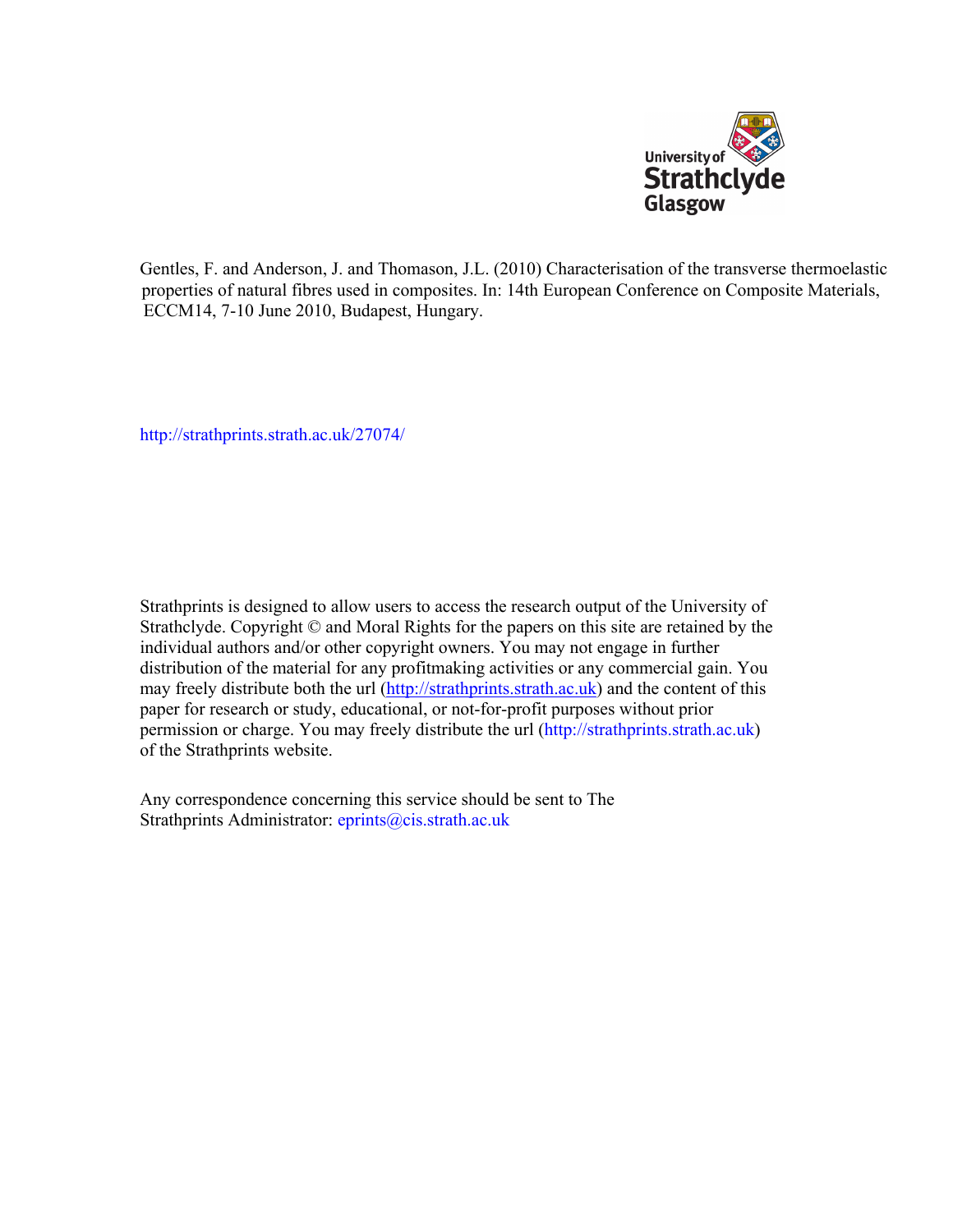University of Strathclyde Glasgow

Gentles, F. and Anderson, J. and Thomason, J.L. (2010) Characterisation of the transverse thermoelastic properties of natural fibres used in composites. In: 14th European Conference on Composite Materials, ECCM14, 7-10 June 2010, Budapest, Hungary.

http://strathprints.strath.ac.uk/27074/

Strathprints is designed to allow users to access the research output of the University of Strathclyde. Copyright © and Moral Rights for the papers on this site are retained by the individual authors and/or other copyright owners. You may not engage in further distribution of the material for any profitmaking activities or any commercial gain. You may freely distribute both the url (http://strathprints.strath.ac.uk) and the content of this paper for research or study, educational, or not-for-profit purposes without prior permission or charge. You may freely distribute the url (http://strathprints.strath.ac.uk) of the Strathprints website.

Any correspondence concerning this service should be sent to The Strathprints Administrator: eprints@cis.strath.ac.uk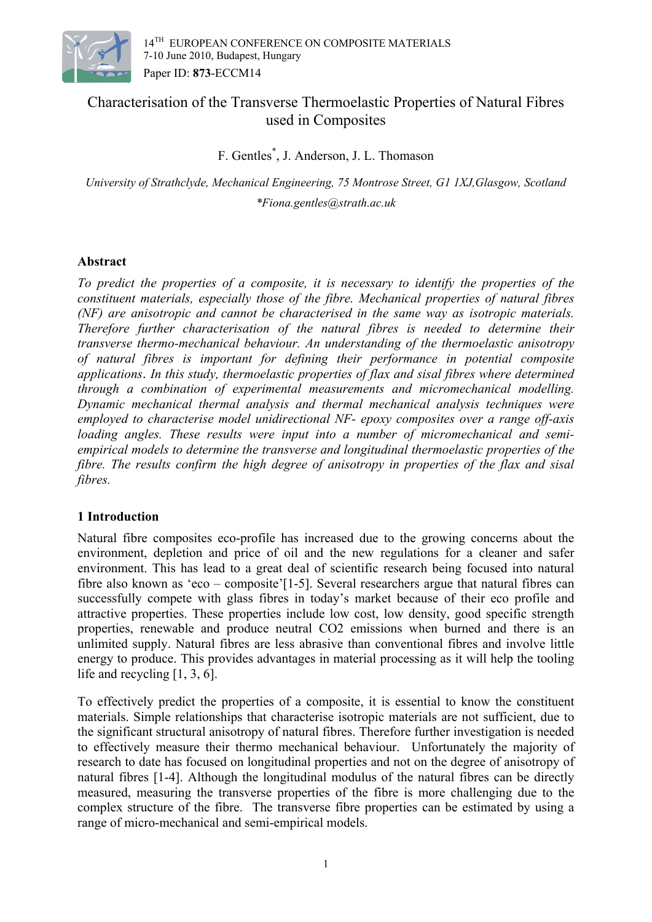# Characterisation of the Transverse Thermoelastic Properties of Natural Fibres used in Composites

F. Gentles[*], J. Anderson, J. L. Thomason

*University of Strathclyde, Mechanical Engineering, 75 Montrose Street, G1 1XJ,Glasgow, Scotland*

*\*Fiona.gentles@strath.ac.uk*

## Abstract

*To predict the properties of a composite, it is necessary to identify the properties of the constituent materials, especially those of the fibre. Mechanical properties of natural fibres (NF) are anisotropic and cannot be characterised in the same way as isotropic materials. Therefore further characterisation of the natural fibres is needed to determine their transverse thermo-mechanical behaviour. An understanding of the thermoelastic anisotropy of natural fibres is important for defining their performance in potential composite applications. In this study, thermoelastic properties of flax and sisal fibres where determined through a combination of experimental measurements and micromechanical modelling. Dynamic mechanical thermal analysis and thermal mechanical analysis techniques were employed to characterise model unidirectional NF- epoxy composites over a range off-axis loading angles. These results were input into a number of micromechanical and semi-empirical models to determine the transverse and longitudinal thermoelastic properties of the fibre. The results confirm the high degree of anisotropy in properties of the flax and sisal fibres.*

## 1 Introduction

Natural fibre composites eco-profile has increased due to the growing concerns about the environment, depletion and price of oil and the new regulations for a cleaner and safer environment. This has lead to a great deal of scientific research being focused into natural fibre also known as 'eco – composite'[1-5]. Several researchers argue that natural fibres can successfully compete with glass fibres in today's market because of their eco profile and attractive properties. These properties include low cost, low density, good specific strength properties, renewable and produce neutral CO2 emissions when burned and there is an unlimited supply. Natural fibres are less abrasive than conventional fibres and involve little energy to produce. This provides advantages in material processing as it will help the tooling life and recycling [1, 3, 6].

To effectively predict the properties of a composite, it is essential to know the constituent materials. Simple relationships that characterise isotropic materials are not sufficient, due to the significant structural anisotropy of natural fibres. Therefore further investigation is needed to effectively measure their thermo mechanical behaviour. Unfortunately the majority of research to date has focused on longitudinal properties and not on the degree of anisotropy of natural fibres [1-4]. Although the longitudinal modulus of the natural fibres can be directly measured, measuring the transverse properties of the fibre is more challenging due to the complex structure of the fibre. The transverse fibre properties can be estimated by using a range of micro-mechanical and semi-empirical models.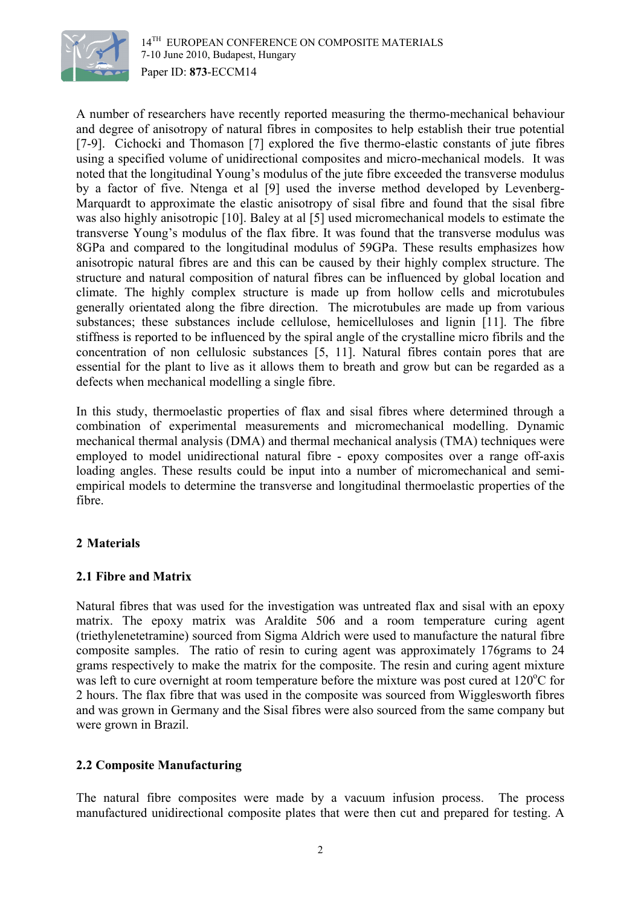A number of researchers have recently reported measuring the thermo-mechanical behaviour and degree of anisotropy of natural fibres in composites to help establish their true potential [7-9]. Cichocki and Thomason [7] explored the five thermo-elastic constants of jute fibres using a specified volume of unidirectional composites and micro-mechanical models. It was noted that the longitudinal Young's modulus of the jute fibre exceeded the transverse modulus by a factor of five. Ntenga et al [9] used the inverse method developed by Levenberg-Marquardt to approximate the elastic anisotropy of sisal fibre and found that the sisal fibre was also highly anisotropic [10]. Baley at al [5] used micromechanical models to estimate the transverse Young's modulus of the flax fibre. It was found that the transverse modulus was 8GPa and compared to the longitudinal modulus of 59GPa. These results emphasizes how anisotropic natural fibres are and this can be caused by their highly complex structure. The structure and natural composition of natural fibres can be influenced by global location and climate. The highly complex structure is made up from hollow cells and microtubules generally orientated along the fibre direction. The microtubules are made up from various substances; these substances include cellulose, hemicelluloses and lignin [11]. The fibre stiffness is reported to be influenced by the spiral angle of the crystalline micro fibrils and the concentration of non cellulosic substances [5, 11]. Natural fibres contain pores that are essential for the plant to live as it allows them to breath and grow but can be regarded as a defects when mechanical modelling a single fibre.

In this study, thermoelastic properties of flax and sisal fibres where determined through a combination of experimental measurements and micromechanical modelling. Dynamic mechanical thermal analysis (DMA) and thermal mechanical analysis (TMA) techniques were employed to model unidirectional natural fibre - epoxy composites over a range off-axis loading angles. These results could be input into a number of micromechanical and semi-empirical models to determine the transverse and longitudinal thermoelastic properties of the fibre.

## 2 Materials

### 2.1 Fibre and Matrix

Natural fibres that was used for the investigation was untreated flax and sisal with an epoxy matrix. The epoxy matrix was Araldite 506 and a room temperature curing agent (triethylenetetramine) sourced from Sigma Aldrich were used to manufacture the natural fibre composite samples. The ratio of resin to curing agent was approximately 176grams to 24 grams respectively to make the matrix for the composite. The resin and curing agent mixture was left to cure overnight at room temperature before the mixture was post cured at 120°C for 2 hours. The flax fibre that was used in the composite was sourced from Wigglesworth fibres and was grown in Germany and the Sisal fibres were also sourced from the same company but were grown in Brazil.

### 2.2 Composite Manufacturing

The natural fibre composites were made by a vacuum infusion process. The process manufactured unidirectional composite plates that were then cut and prepared for testing. A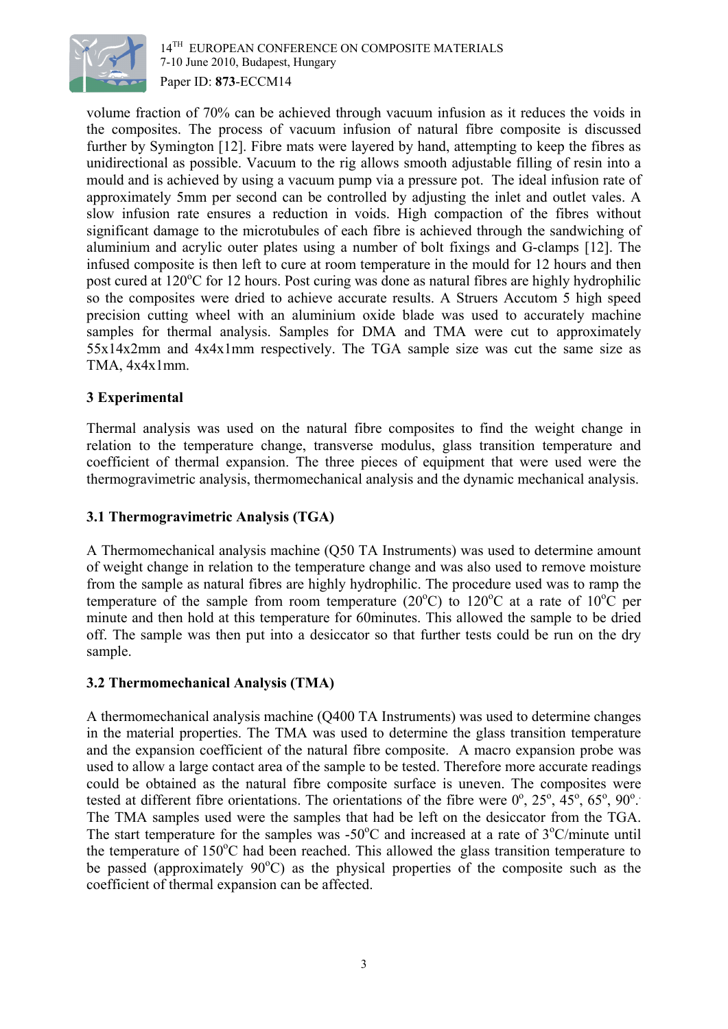volume fraction of 70% can be achieved through vacuum infusion as it reduces the voids in the composites. The process of vacuum infusion of natural fibre composite is discussed further by Symington [12]. Fibre mats were layered by hand, attempting to keep the fibres as unidirectional as possible. Vacuum to the rig allows smooth adjustable filling of resin into a mould and is achieved by using a vacuum pump via a pressure pot. The ideal infusion rate of approximately 5mm per second can be controlled by adjusting the inlet and outlet vales. A slow infusion rate ensures a reduction in voids. High compaction of the fibres without significant damage to the microtubules of each fibre is achieved through the sandwiching of aluminium and acrylic outer plates using a number of bolt fixings and G-clamps [12]. The infused composite is then left to cure at room temperature in the mould for 12 hours and then post cured at 120°C for 12 hours. Post curing was done as natural fibres are highly hydrophilic so the composites were dried to achieve accurate results. A Struers Accutom 5 high speed precision cutting wheel with an aluminium oxide blade was used to accurately machine samples for thermal analysis. Samples for DMA and TMA were cut to approximately 55x14x2mm and 4x4x1mm respectively. The TGA sample size was cut the same size as TMA, 4x4x1mm.

## 3 Experimental

Thermal analysis was used on the natural fibre composites to find the weight change in relation to the temperature change, transverse modulus, glass transition temperature and coefficient of thermal expansion. The three pieces of equipment that were used were the thermogravimetric analysis, thermomechanical analysis and the dynamic mechanical analysis.

### 3.1 Thermogravimetric Analysis (TGA)

A Thermomechanical analysis machine (Q50 TA Instruments) was used to determine amount of weight change in relation to the temperature change and was also used to remove moisture from the sample as natural fibres are highly hydrophilic. The procedure used was to ramp the temperature of the sample from room temperature (20°C) to 120°C at a rate of 10°C per minute and then hold at this temperature for 60minutes. This allowed the sample to be dried off. The sample was then put into a desiccator so that further tests could be run on the dry sample.

### 3.2 Thermomechanical Analysis (TMA)

A thermomechanical analysis machine (Q400 TA Instruments) was used to determine changes in the material properties. The TMA was used to determine the glass transition temperature and the expansion coefficient of the natural fibre composite. A macro expansion probe was used to allow a large contact area of the sample to be tested. Therefore more accurate readings could be obtained as the natural fibre composite surface is uneven. The composites were tested at different fibre orientations. The orientations of the fibre were 0°, 25°, 45°, 65°, 90°. The TMA samples used were the samples that had be left on the desiccator from the TGA. The start temperature for the samples was -50°C and increased at a rate of 3°C/minute until the temperature of 150°C had been reached. This allowed the glass transition temperature to be passed (approximately 90°C) as the physical properties of the composite such as the coefficient of thermal expansion can be affected.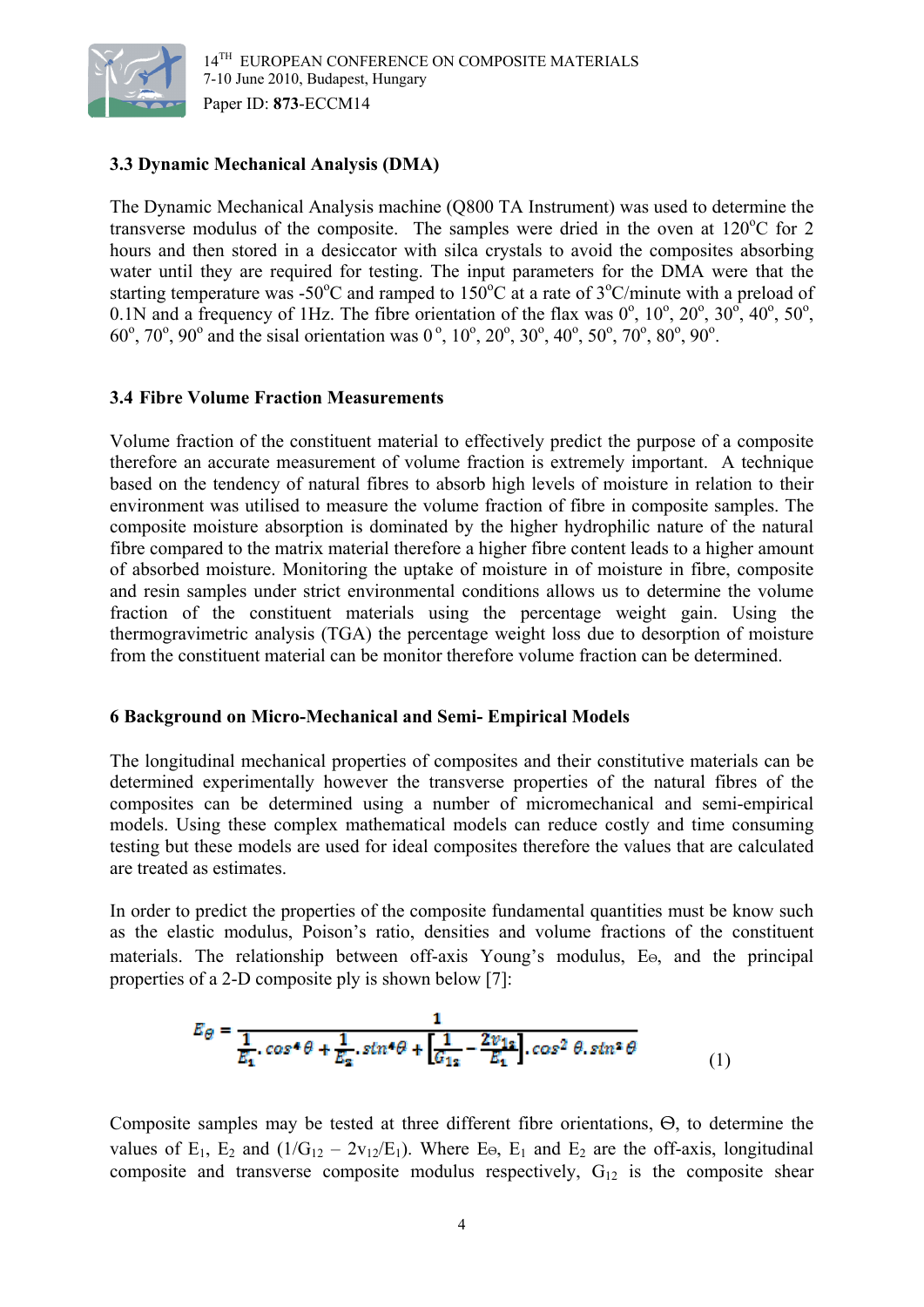### 3.3 Dynamic Mechanical Analysis (DMA)

The Dynamic Mechanical Analysis machine (Q800 TA Instrument) was used to determine the transverse modulus of the composite. The samples were dried in the oven at 120°C for 2 hours and then stored in a desiccator with silca crystals to avoid the composites absorbing water until they are required for testing. The input parameters for the DMA were that the starting temperature was -50°C and ramped to 150°C at a rate of 3°C/minute with a preload of 0.1N and a frequency of 1Hz. The fibre orientation of the flax was 0°, 10°, 20°, 30°, 40°, 50°, 60°, 70°, 90° and the sisal orientation was 0°, 10°, 20°, 30°, 40°, 50°, 70°, 80°, 90°.

### 3.4 Fibre Volume Fraction Measurements

Volume fraction of the constituent material to effectively predict the purpose of a composite therefore an accurate measurement of volume fraction is extremely important. A technique based on the tendency of natural fibres to absorb high levels of moisture in relation to their environment was utilised to measure the volume fraction of fibre in composite samples. The composite moisture absorption is dominated by the higher hydrophilic nature of the natural fibre compared to the matrix material therefore a higher fibre content leads to a higher amount of absorbed moisture. Monitoring the uptake of moisture in of moisture in fibre, composite and resin samples under strict environmental conditions allows us to determine the volume fraction of the constituent materials using the percentage weight gain. Using the thermogravimetric analysis (TGA) the percentage weight loss due to desorption of moisture from the constituent material can be monitor therefore volume fraction can be determined.

## 6 Background on Micro-Mechanical and Semi- Empirical Models

The longitudinal mechanical properties of composites and their constitutive materials can be determined experimentally however the transverse properties of the natural fibres of the composites can be determined using a number of micromechanical and semi-empirical models. Using these complex mathematical models can reduce costly and time consuming testing but these models are used for ideal composites therefore the values that are calculated are treated as estimates.

In order to predict the properties of the composite fundamental quantities must be know such as the elastic modulus, Poison's ratio, densities and volume fractions of the constituent materials. The relationship between off-axis Young's modulus, $E_\Theta$, and the principal properties of a 2-D composite ply is shown below [7]:

$$E_\theta = \frac{1}{\frac{1}{E_1}.\cos^4\theta + \frac{1}{E_2}.\sin^4\theta + \left[\frac{1}{G_{12}} - \frac{2v_{12}}{E_1}\right].\cos^2\theta.\sin^2\theta} \quad (1)$$

Composite samples may be tested at three different fibre orientations, $\Theta$, to determine the values of $E_1$, $E_2$ and $(1/G_{12} - 2v_{12}/E_1)$. Where $E_\Theta$, $E_1$ and $E_2$ are the off-axis, longitudinal composite and transverse composite modulus respectively, $G_{12}$ is the composite shear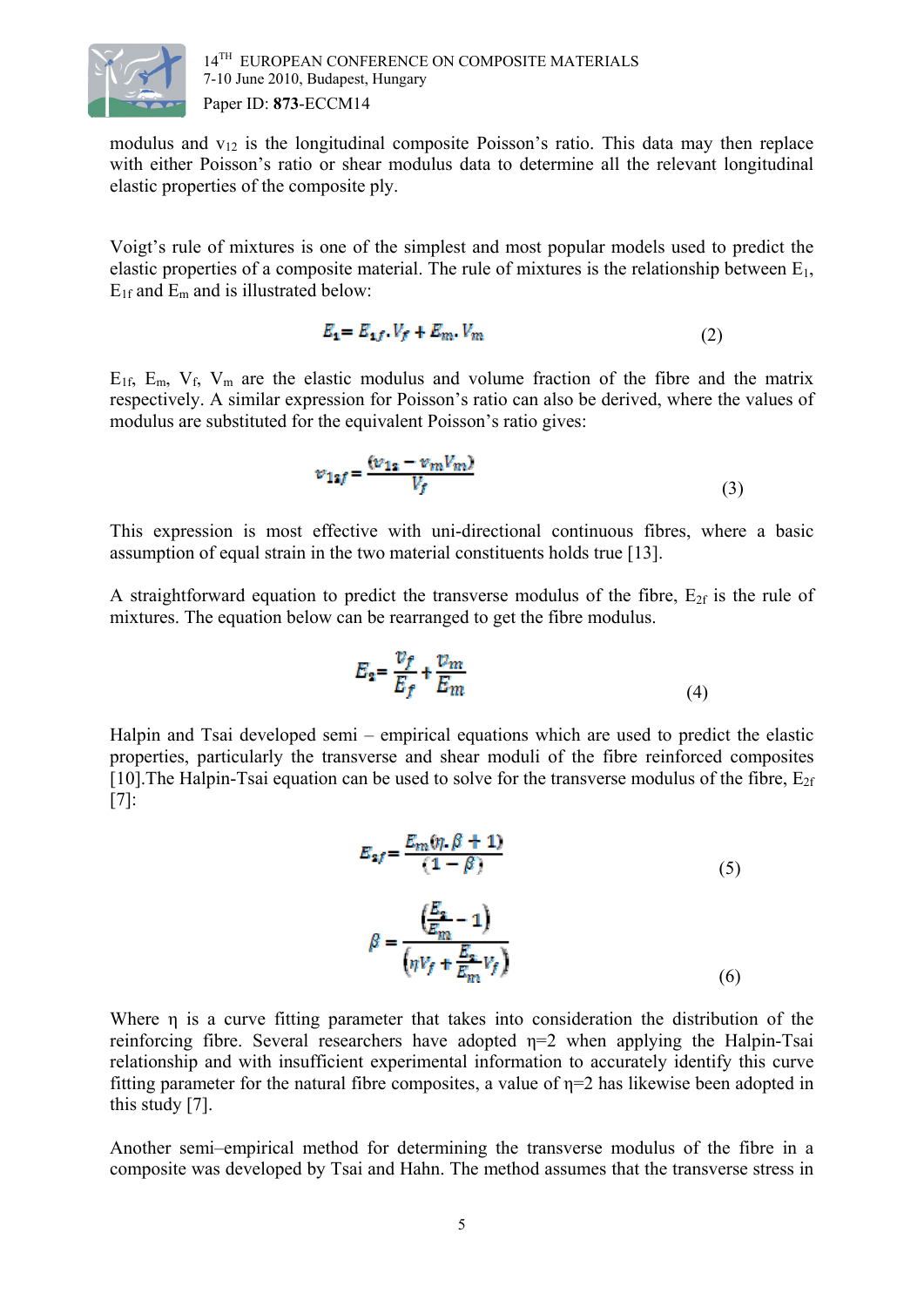modulus and $v_{12}$ is the longitudinal composite Poisson's ratio. This data may then replace with either Poisson's ratio or shear modulus data to determine all the relevant longitudinal elastic properties of the composite ply.

Voigt's rule of mixtures is one of the simplest and most popular models used to predict the elastic properties of a composite material. The rule of mixtures is the relationship between $E_1$, $E_{1f}$ and $E_m$ and is illustrated below:

$$E_1 = E_{1f}.V_f + E_m.V_m \tag{2}$$

$E_{1f}$, $E_m$, $V_f$, $V_m$ are the elastic modulus and volume fraction of the fibre and the matrix respectively. A similar expression for Poisson's ratio can also be derived, where the values of modulus are substituted for the equivalent Poisson's ratio gives:

$$v_{12f} = \frac{(v_{12} - v_m V_m)}{V_f} \tag{3}$$

This expression is most effective with uni-directional continuous fibres, where a basic assumption of equal strain in the two material constituents holds true [13].

A straightforward equation to predict the transverse modulus of the fibre, $E_{2f}$ is the rule of mixtures. The equation below can be rearranged to get the fibre modulus.

$$E_2 = \frac{v_f}{E_f} + \frac{v_m}{E_m} \tag{4}$$

Halpin and Tsai developed semi – empirical equations which are used to predict the elastic properties, particularly the transverse and shear moduli of the fibre reinforced composites [10].The Halpin-Tsai equation can be used to solve for the transverse modulus of the fibre, $E_{2f}$ [7]:

$$E_{2f} = \frac{E_m(\eta.\beta + 1)}{(1 - \beta)} \tag{5}$$

$$\beta = \frac{\left(\frac{E_2}{E_m} - 1\right)}{\left(\eta V_f + \frac{E_2}{E_m} V_f\right)} \tag{6}$$

Where $\eta$ is a curve fitting parameter that takes into consideration the distribution of the reinforcing fibre. Several researchers have adopted $\eta$=2 when applying the Halpin-Tsai relationship and with insufficient experimental information to accurately identify this curve fitting parameter for the natural fibre composites, a value of $\eta$=2 has likewise been adopted in this study [7].

Another semi–empirical method for determining the transverse modulus of the fibre in a composite was developed by Tsai and Hahn. The method assumes that the transverse stress in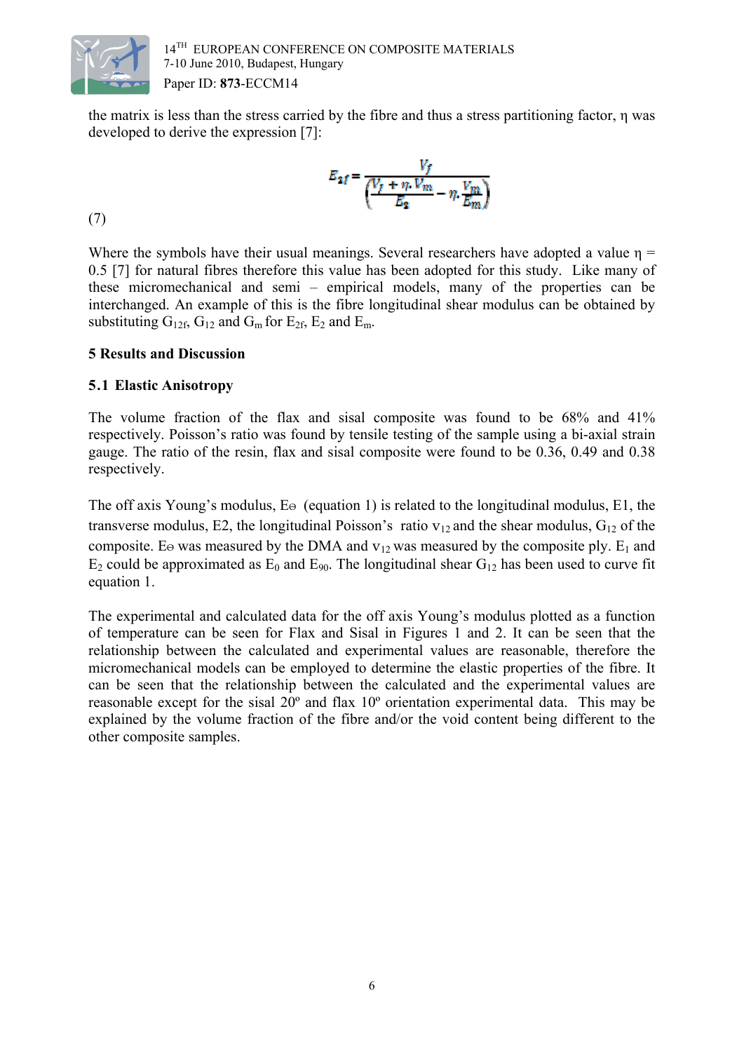the matrix is less than the stress carried by the fibre and thus a stress partitioning factor, η was developed to derive the expression [7]:

$$E_{2f} = \frac{V_f}{\left(\frac{V_f + \eta . V_m}{E_2} - \eta . \frac{V_m}{E_m}\right)}$$

(7)

Where the symbols have their usual meanings. Several researchers have adopted a value $\eta = 0.5$ [7] for natural fibres therefore this value has been adopted for this study. Like many of these micromechanical and semi – empirical models, many of the properties can be interchanged. An example of this is the fibre longitudinal shear modulus can be obtained by substituting $G_{12f}$, $G_{12}$ and $G_m$ for $E_{2f}$, $E_2$ and $E_m$.

## 5 Results and Discussion

### 5.1 Elastic Anisotropy

The volume fraction of the flax and sisal composite was found to be 68% and 41% respectively. Poisson's ratio was found by tensile testing of the sample using a bi-axial strain gauge. The ratio of the resin, flax and sisal composite were found to be 0.36, 0.49 and 0.38 respectively.

The off axis Young's modulus, $E_\theta$ (equation 1) is related to the longitudinal modulus, E1, the transverse modulus, E2, the longitudinal Poisson's ratio $v_{12}$ and the shear modulus, $G_{12}$ of the composite. $E_\theta$ was measured by the DMA and $v_{12}$ was measured by the composite ply. $E_1$ and $E_2$ could be approximated as $E_0$ and $E_{90}$. The longitudinal shear $G_{12}$ has been used to curve fit equation 1.

The experimental and calculated data for the off axis Young's modulus plotted as a function of temperature can be seen for Flax and Sisal in Figures 1 and 2. It can be seen that the relationship between the calculated and experimental values are reasonable, therefore the micromechanical models can be employed to determine the elastic properties of the fibre. It can be seen that the relationship between the calculated and the experimental values are reasonable except for the sisal 20º and flax 10º orientation experimental data. This may be explained by the volume fraction of the fibre and/or the void content being different to the other composite samples.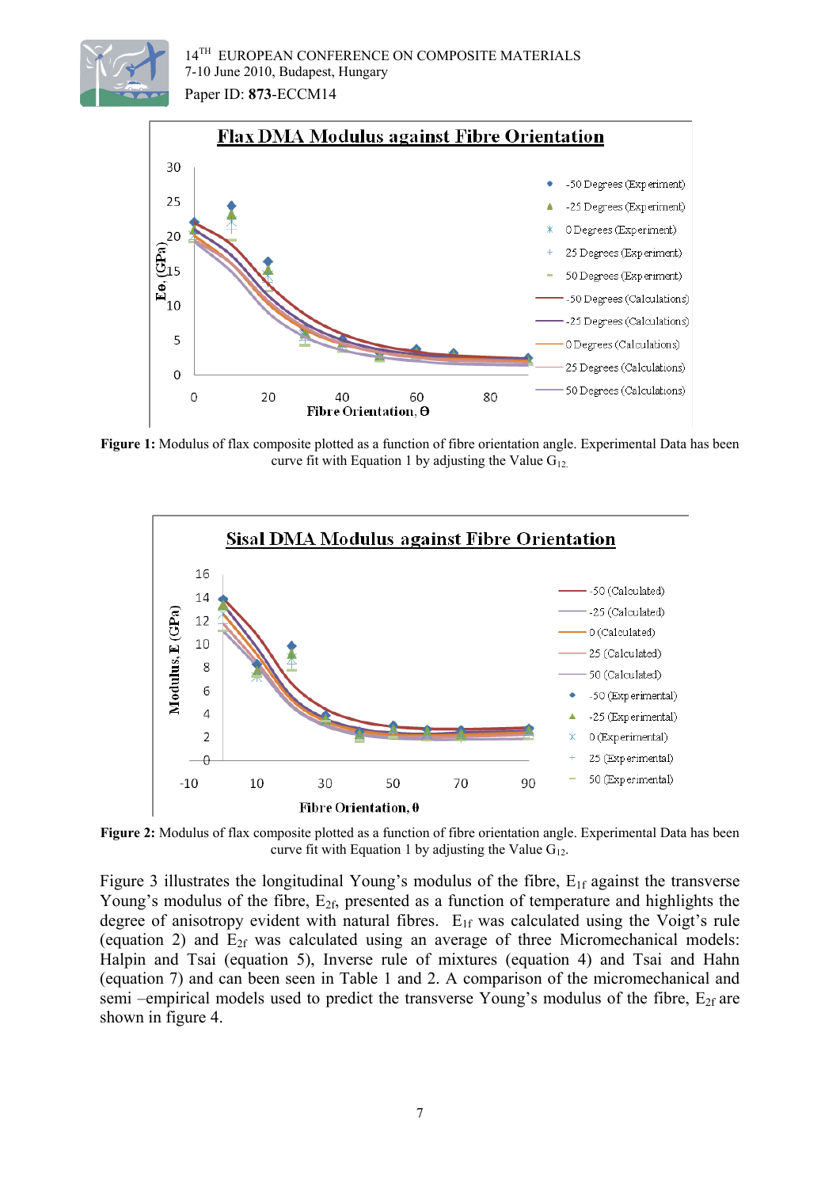**Figure 1:** Modulus of flax composite plotted as a function of fibre orientation angle. Experimental Data has been curve fit with Equation 1 by adjusting the Value $G_{12}$.

**Figure 2:** Modulus of flax composite plotted as a function of fibre orientation angle. Experimental Data has been curve fit with Equation 1 by adjusting the Value $G_{12}$.

Figure 3 illustrates the longitudinal Young's modulus of the fibre, $E_{1f}$ against the transverse Young's modulus of the fibre, $E_{2f}$, presented as a function of temperature and highlights the degree of anisotropy evident with natural fibres. $E_{1f}$ was calculated using the Voigt's rule (equation 2) and $E_{2f}$ was calculated using an average of three Micromechanical models: Halpin and Tsai (equation 5), Inverse rule of mixtures (equation 4) and Tsai and Hahn (equation 7) and can been seen in Table 1 and 2. A comparison of the micromechanical and semi –empirical models used to predict the transverse Young's modulus of the fibre, $E_{2f}$ are shown in figure 4.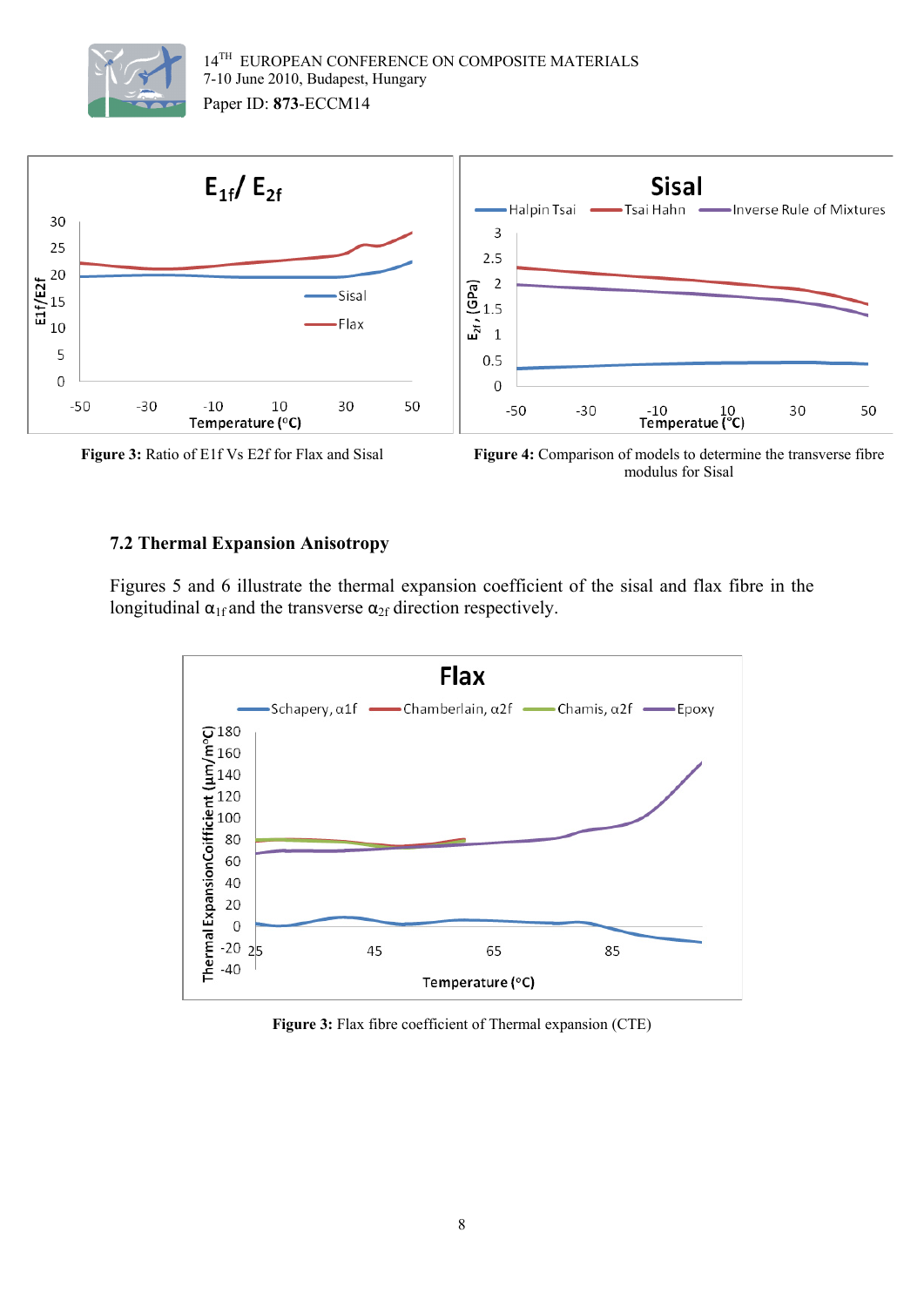**Figure 3:** Ratio of E1f Vs E2f for Flax and Sisal

**Figure 4:** Comparison of models to determine the transverse fibre modulus for Sisal

### 7.2 Thermal Expansion Anisotropy

Figures 5 and 6 illustrate the thermal expansion coefficient of the sisal and flax fibre in the longitudinal $\alpha_{1f}$ and the transverse $\alpha_{2f}$ direction respectively.

**Figure 3:** Flax fibre coefficient of Thermal expansion (CTE)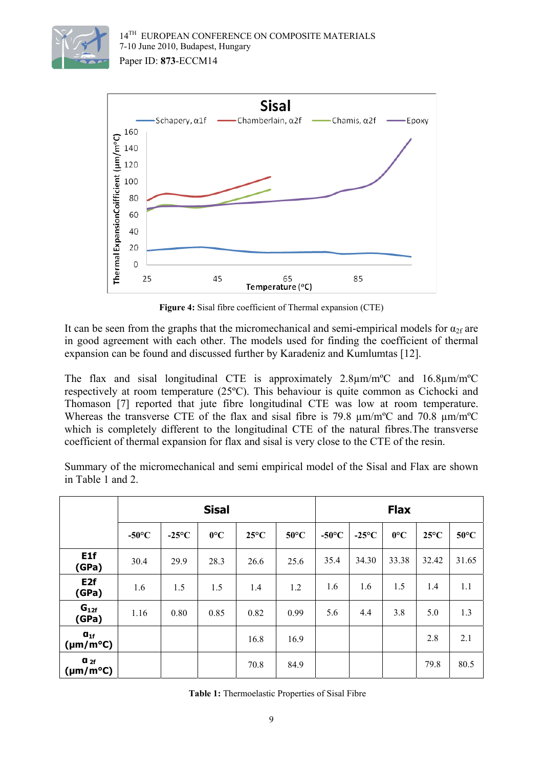**Figure 4:** Sisal fibre coefficient of Thermal expansion (CTE)

It can be seen from the graphs that the micromechanical and semi-empirical models for $\alpha_{2f}$ are in good agreement with each other. The models used for finding the coefficient of thermal expansion can be found and discussed further by Karadeniz and Kumlumtas [12].

The flax and sisal longitudinal CTE is approximately 2.8μm/mºC and 16.8μm/mºC respectively at room temperature (25ºC). This behaviour is quite common as Cichocki and Thomason [7] reported that jute fibre longitudinal CTE was low at room temperature. Whereas the transverse CTE of the flax and sisal fibre is 79.8 μm/mºC and 70.8 μm/mºC which is completely different to the longitudinal CTE of the natural fibres.The transverse coefficient of thermal expansion for flax and sisal is very close to the CTE of the resin.

Summary of the micromechanical and semi empirical model of the Sisal and Flax are shown in Table 1 and 2.

| | Sisal | | | | | Flax | | | | |
|---|---|---|---|---|---|---|---|---|---|---|
| | -50°C | -25°C | 0°C | 25°C | 50°C | -50°C | -25°C | 0°C | 25°C | 50°C |
| E1f (GPa) | 30.4 | 29.9 | 28.3 | 26.6 | 25.6 | 35.4 | 34.30 | 33.38 | 32.42 | 31.65 |
| E2f (GPa) | 1.6 | 1.5 | 1.5 | 1.4 | 1.2 | 1.6 | 1.6 | 1.5 | 1.4 | 1.1 |
| $G_{12f}$ (GPa) | 1.16 | 0.80 | 0.85 | 0.82 | 0.99 | 5.6 | 4.4 | 3.8 | 5.0 | 1.3 |
| $\alpha_{1f}$ (μm/m°C) | | | | 16.8 | 16.9 | | | | 2.8 | 2.1 |
| $\alpha_{2f}$ (μm/m°C) | | | | 70.8 | 84.9 | | | | 79.8 | 80.5 |

**Table 1:** Thermoelastic Properties of Sisal Fibre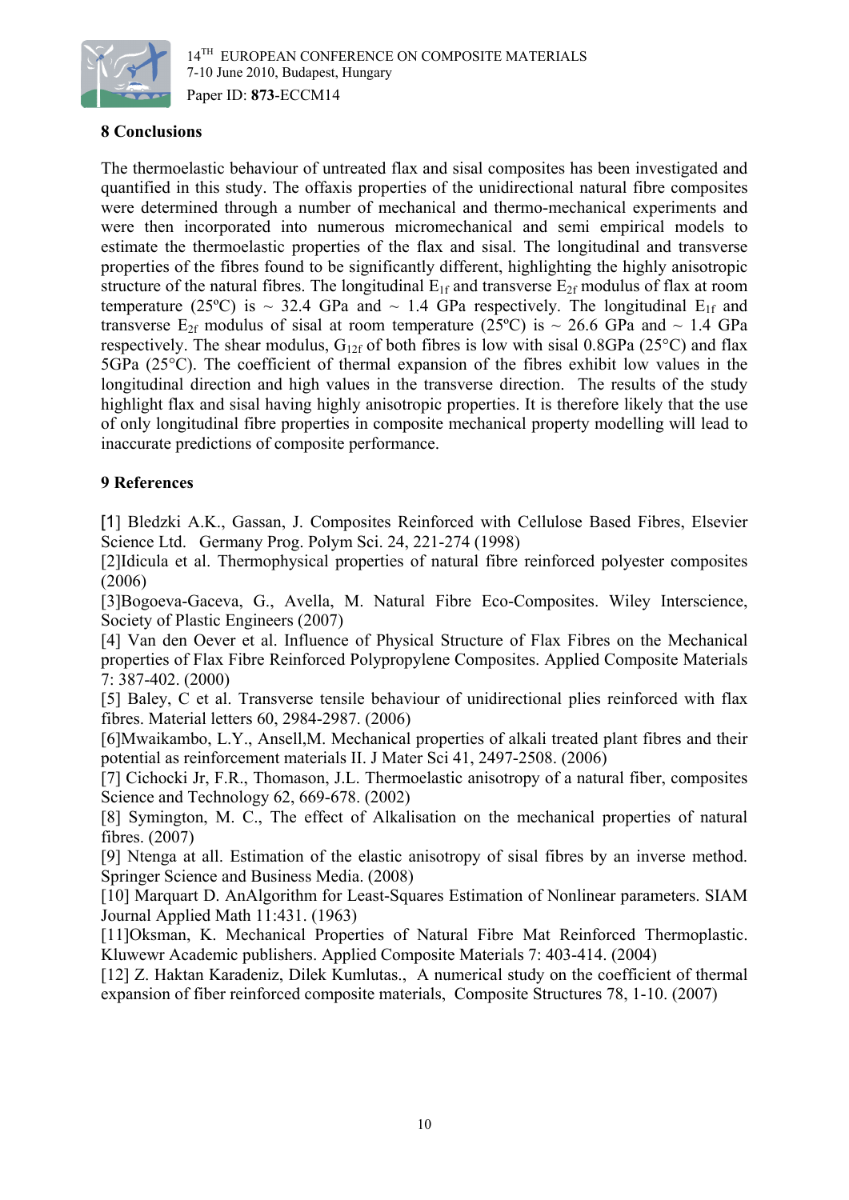## 8 Conclusions

The thermoelastic behaviour of untreated flax and sisal composites has been investigated and quantified in this study. The offaxis properties of the unidirectional natural fibre composites were determined through a number of mechanical and thermo-mechanical experiments and were then incorporated into numerous micromechanical and semi empirical models to estimate the thermoelastic properties of the flax and sisal. The longitudinal and transverse properties of the fibres found to be significantly different, highlighting the highly anisotropic structure of the natural fibres. The longitudinal $E_{1f}$ and transverse $E_{2f}$ modulus of flax at room temperature (25ºC) is ~ 32.4 GPa and ~ 1.4 GPa respectively. The longitudinal $E_{1f}$ and transverse $E_{2f}$ modulus of sisal at room temperature (25ºC) is ~ 26.6 GPa and ~ 1.4 GPa respectively. The shear modulus, $G_{12f}$ of both fibres is low with sisal 0.8GPa (25°C) and flax 5GPa (25°C). The coefficient of thermal expansion of the fibres exhibit low values in the longitudinal direction and high values in the transverse direction. The results of the study highlight flax and sisal having highly anisotropic properties. It is therefore likely that the use of only longitudinal fibre properties in composite mechanical property modelling will lead to inaccurate predictions of composite performance.

## 9 References

[1] Bledzki A.K., Gassan, J. Composites Reinforced with Cellulose Based Fibres, Elsevier Science Ltd. Germany Prog. Polym Sci. 24, 221-274 (1998)
[2]Idicula et al. Thermophysical properties of natural fibre reinforced polyester composites (2006)
[3]Bogoeva-Gaceva, G., Avella, M. Natural Fibre Eco-Composites. Wiley Interscience, Society of Plastic Engineers (2007)
[4] Van den Oever et al. Influence of Physical Structure of Flax Fibres on the Mechanical properties of Flax Fibre Reinforced Polypropylene Composites. Applied Composite Materials 7: 387-402. (2000)
[5] Baley, C et al. Transverse tensile behaviour of unidirectional plies reinforced with flax fibres. Material letters 60, 2984-2987. (2006)
[6]Mwaikambo, L.Y., Ansell,M. Mechanical properties of alkali treated plant fibres and their potential as reinforcement materials II. J Mater Sci 41, 2497-2508. (2006)
[7] Cichocki Jr, F.R., Thomason, J.L. Thermoelastic anisotropy of a natural fiber, composites Science and Technology 62, 669-678. (2002)
[8] Symington, M. C., The effect of Alkalisation on the mechanical properties of natural fibres. (2007)
[9] Ntenga at all. Estimation of the elastic anisotropy of sisal fibres by an inverse method. Springer Science and Business Media. (2008)
[10] Marquart D. AnAlgorithm for Least-Squares Estimation of Nonlinear parameters. SIAM Journal Applied Math 11:431. (1963)
[11]Oksman, K. Mechanical Properties of Natural Fibre Mat Reinforced Thermoplastic. Kluwewr Academic publishers. Applied Composite Materials 7: 403-414. (2004)
[12] Z. Haktan Karadeniz, Dilek Kumlutas., A numerical study on the coefficient of thermal expansion of fiber reinforced composite materials, Composite Structures 78, 1-10. (2007)